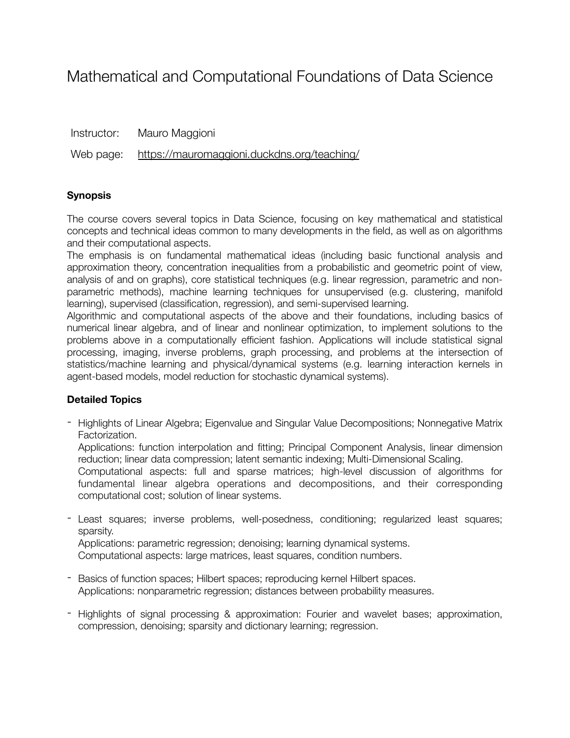# Mathematical and Computational Foundations of Data Science

Instructor: Mauro Maggioni

Web page: https://mauromaggioni.duckdns.org/teaching/

**Synopsis**

The course covers several topics in Data Science, focusing on key mathematical and statistical concepts and technical ideas common to many developments in the field, as well as on algorithms and their computational aspects.

The emphasis is on fundamental mathematical ideas (including basic functional analysis and approximation theory, concentration inequalities from a probabilistic and geometric point of view, analysis of and on graphs), core statistical techniques (e.g. linear regression, parametric and non-parametric methods), machine learning techniques for unsupervised (e.g. clustering, manifold learning), supervised (classification, regression), and semi-supervised learning.

Algorithmic and computational aspects of the above and their foundations, including basics of numerical linear algebra, and of linear and nonlinear optimization, to implement solutions to the problems above in a computationally efficient fashion. Applications will include statistical signal processing, imaging, inverse problems, graph processing, and problems at the intersection of statistics/machine learning and physical/dynamical systems (e.g. learning interaction kernels in agent-based models, model reduction for stochastic dynamical systems).

**Detailed Topics**

- Highlights of Linear Algebra; Eigenvalue and Singular Value Decompositions; Nonnegative Matrix Factorization.
  Applications: function interpolation and fitting; Principal Component Analysis, linear dimension reduction; linear data compression; latent semantic indexing; Multi-Dimensional Scaling.
  Computational aspects: full and sparse matrices; high-level discussion of algorithms for fundamental linear algebra operations and decompositions, and their corresponding computational cost; solution of linear systems.

- Least squares; inverse problems, well-posedness, conditioning; regularized least squares; sparsity.
  Applications: parametric regression; denoising; learning dynamical systems.
  Computational aspects: large matrices, least squares, condition numbers.

- Basics of function spaces; Hilbert spaces; reproducing kernel Hilbert spaces.
  Applications: nonparametric regression; distances between probability measures.

- Highlights of signal processing & approximation: Fourier and wavelet bases; approximation, compression, denoising; sparsity and dictionary learning; regression.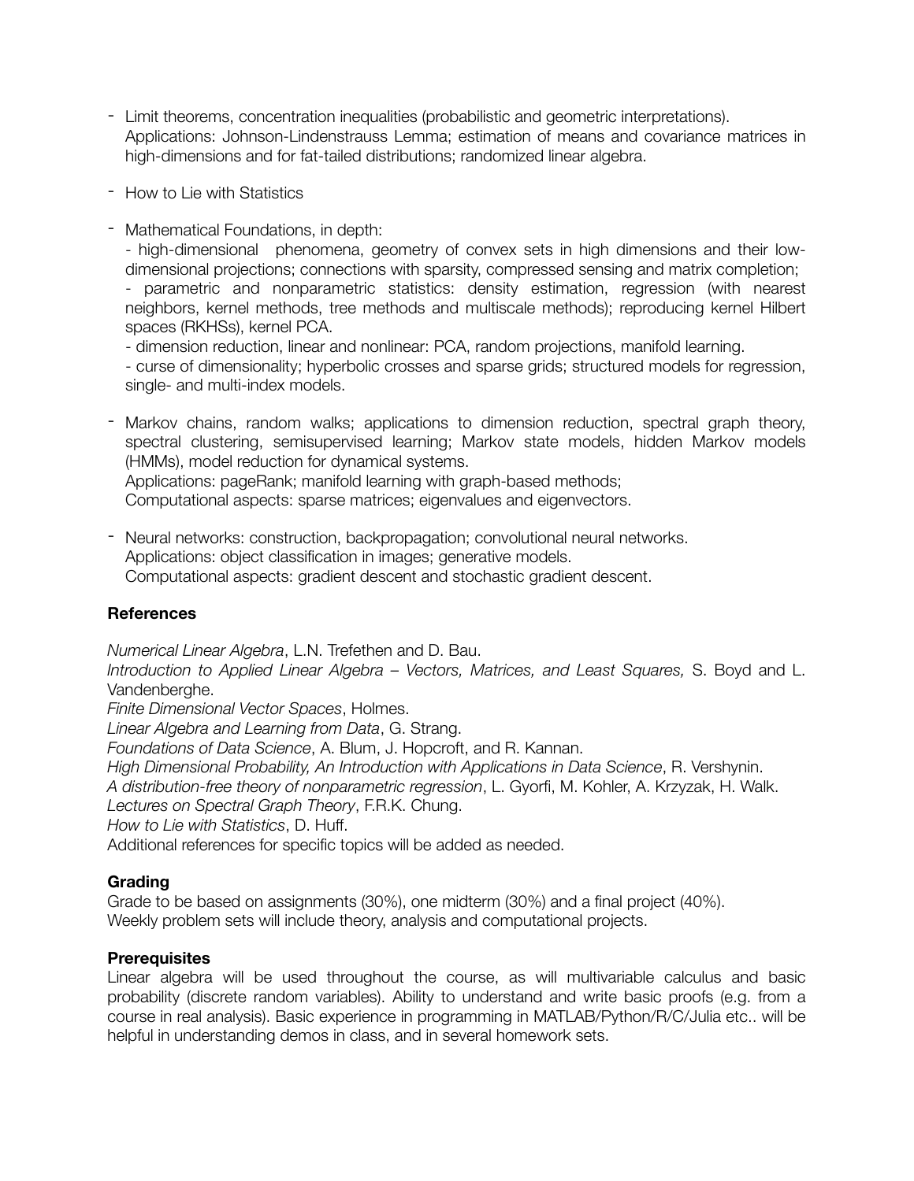- Limit theorems, concentration inequalities (probabilistic and geometric interpretations). Applications: Johnson-Lindenstrauss Lemma; estimation of means and covariance matrices in high-dimensions and for fat-tailed distributions; randomized linear algebra.

- How to Lie with Statistics

- Mathematical Foundations, in depth:
  - high-dimensional phenomena, geometry of convex sets in high dimensions and their low-dimensional projections; connections with sparsity, compressed sensing and matrix completion;
  - parametric and nonparametric statistics: density estimation, regression (with nearest neighbors, kernel methods, tree methods and multiscale methods); reproducing kernel Hilbert spaces (RKHSs), kernel PCA.
  - dimension reduction, linear and nonlinear: PCA, random projections, manifold learning.
  - curse of dimensionality; hyperbolic crosses and sparse grids; structured models for regression, single- and multi-index models.

- Markov chains, random walks; applications to dimension reduction, spectral graph theory, spectral clustering, semisupervised learning; Markov state models, hidden Markov models (HMMs), model reduction for dynamical systems.
  Applications: pageRank; manifold learning with graph-based methods;
  Computational aspects: sparse matrices; eigenvalues and eigenvectors.

- Neural networks: construction, backpropagation; convolutional neural networks.
  Applications: object classification in images; generative models.
  Computational aspects: gradient descent and stochastic gradient descent.

**References**

*Numerical Linear Algebra*, L.N. Trefethen and D. Bau.
*Introduction to Applied Linear Algebra – Vectors, Matrices, and Least Squares,* S. Boyd and L. Vandenberghe.
*Finite Dimensional Vector Spaces*, Holmes.
*Linear Algebra and Learning from Data*, G. Strang.
*Foundations of Data Science*, A. Blum, J. Hopcroft, and R. Kannan.
*High Dimensional Probability, An Introduction with Applications in Data Science*, R. Vershynin.
*A distribution-free theory of nonparametric regression*, L. Gyorfi, M. Kohler, A. Krzyzak, H. Walk.
*Lectures on Spectral Graph Theory*, F.R.K. Chung.
*How to Lie with Statistics*, D. Huff.
Additional references for specific topics will be added as needed.

**Grading**

Grade to be based on assignments (30%), one midterm (30%) and a final project (40%).
Weekly problem sets will include theory, analysis and computational projects.

**Prerequisites**

Linear algebra will be used throughout the course, as will multivariable calculus and basic probability (discrete random variables). Ability to understand and write basic proofs (e.g. from a course in real analysis). Basic experience in programming in MATLAB/Python/R/C/Julia etc.. will be helpful in understanding demos in class, and in several homework sets.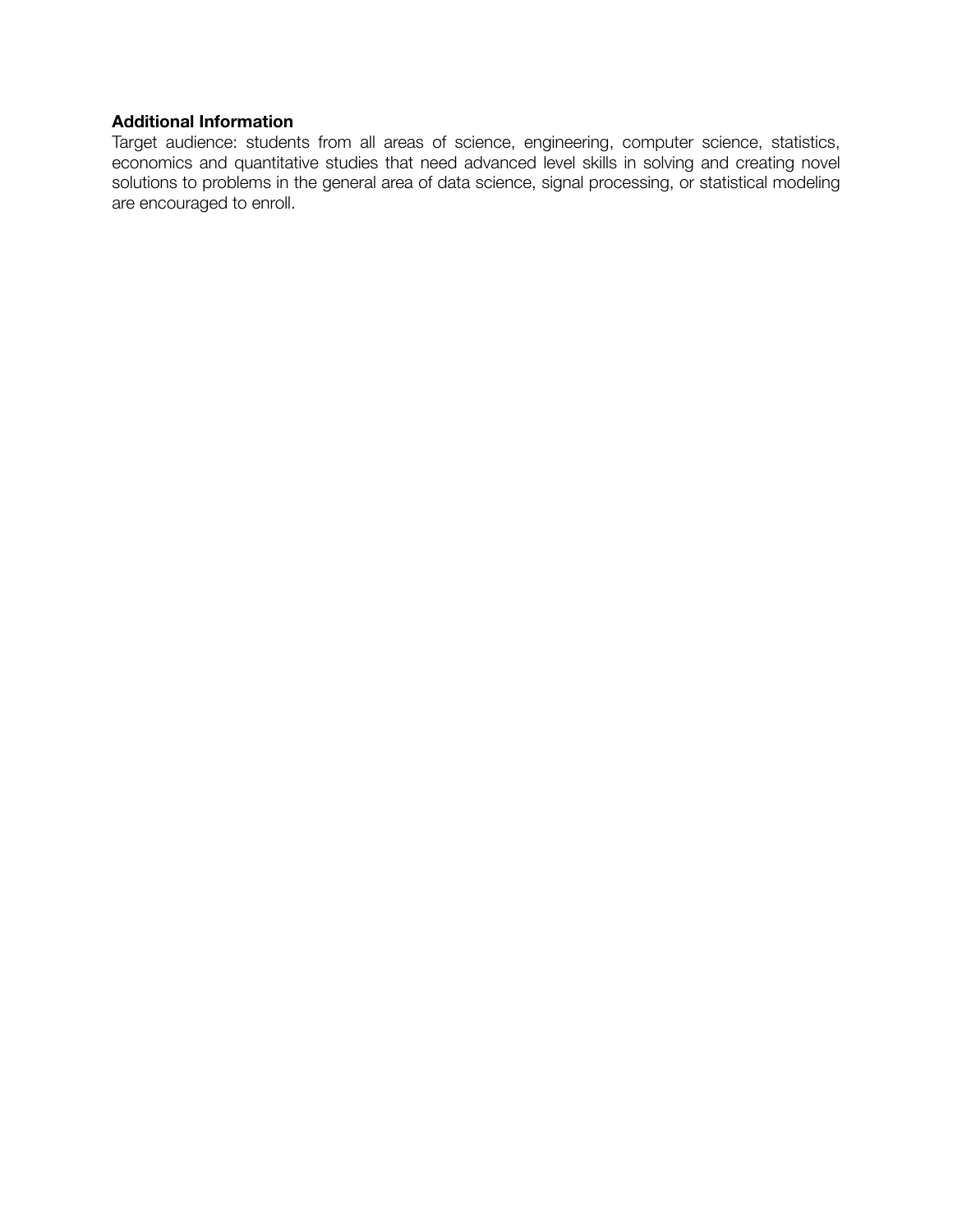**Additional Information**

Target audience: students from all areas of science, engineering, computer science, statistics, economics and quantitative studies that need advanced level skills in solving and creating novel solutions to problems in the general area of data science, signal processing, or statistical modeling are encouraged to enroll.